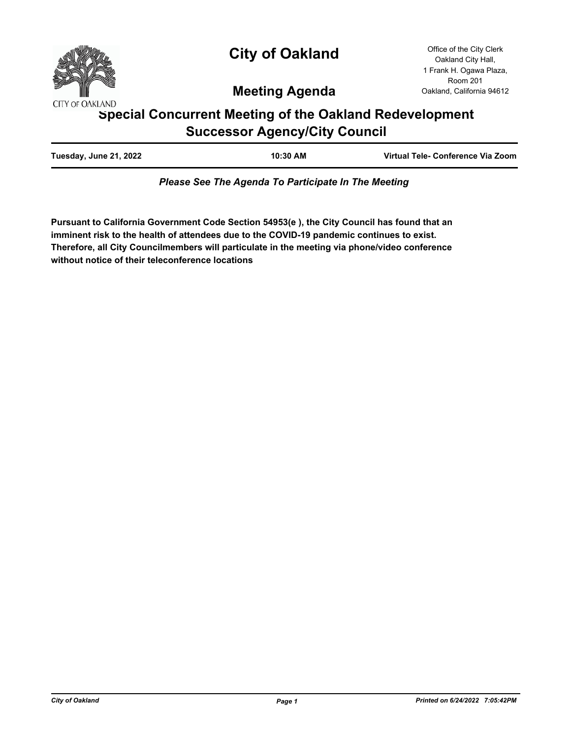CITY OF OAKLAND

# City of Oakland

Office of the City Clerk
Oakland City Hall,
1 Frank H. Ogawa Plaza,
Room 201
Oakland, California 94612

## Meeting Agenda

## Special Concurrent Meeting of the Oakland Redevelopment Successor Agency/City Council

| Tuesday, June 21, 2022 | 10:30 AM | Virtual Tele- Conference Via Zoom |
| --- | --- | --- |

***Please See The Agenda To Participate In The Meeting***

**Pursuant to California Government Code Section 54953(e ), the City Council has found that an imminent risk to the health of attendees due to the COVID-19 pandemic continues to exist. Therefore, all City Councilmembers will particulate in the meeting via phone/video conference without notice of their teleconference locations**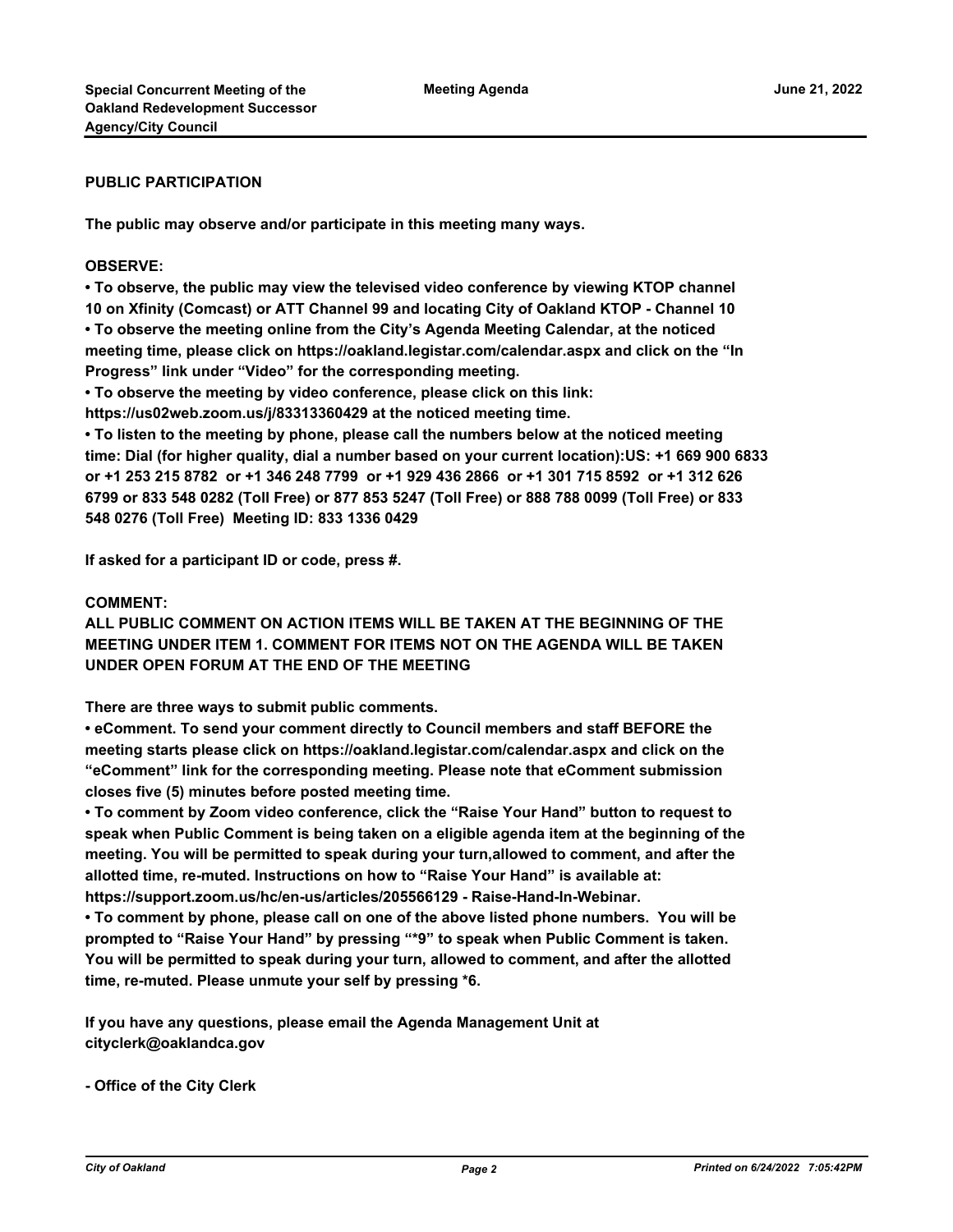**PUBLIC PARTICIPATION**

**The public may observe and/or participate in this meeting many ways.**

**OBSERVE:**

**• To observe, the public may view the televised video conference by viewing KTOP channel 10 on Xfinity (Comcast) or ATT Channel 99 and locating City of Oakland KTOP - Channel 10**

**• To observe the meeting online from the City's Agenda Meeting Calendar, at the noticed meeting time, please click on https://oakland.legistar.com/calendar.aspx and click on the "In Progress" link under "Video" for the corresponding meeting.**

**• To observe the meeting by video conference, please click on this link: https://us02web.zoom.us/j/83313360429 at the noticed meeting time.**

**• To listen to the meeting by phone, please call the numbers below at the noticed meeting time: Dial (for higher quality, dial a number based on your current location):US: +1 669 900 6833 or +1 253 215 8782 or +1 346 248 7799 or +1 929 436 2866 or +1 301 715 8592 or +1 312 626 6799 or 833 548 0282 (Toll Free) or 877 853 5247 (Toll Free) or 888 788 0099 (Toll Free) or 833 548 0276 (Toll Free) Meeting ID: 833 1336 0429**

**If asked for a participant ID or code, press #.**

**COMMENT:**

**ALL PUBLIC COMMENT ON ACTION ITEMS WILL BE TAKEN AT THE BEGINNING OF THE MEETING UNDER ITEM 1. COMMENT FOR ITEMS NOT ON THE AGENDA WILL BE TAKEN UNDER OPEN FORUM AT THE END OF THE MEETING**

**There are three ways to submit public comments.**

**• eComment. To send your comment directly to Council members and staff BEFORE the meeting starts please click on https://oakland.legistar.com/calendar.aspx and click on the "eComment" link for the corresponding meeting. Please note that eComment submission closes five (5) minutes before posted meeting time.**

**• To comment by Zoom video conference, click the "Raise Your Hand" button to request to speak when Public Comment is being taken on a eligible agenda item at the beginning of the meeting. You will be permitted to speak during your turn,allowed to comment, and after the allotted time, re-muted. Instructions on how to "Raise Your Hand" is available at: https://support.zoom.us/hc/en-us/articles/205566129 - Raise-Hand-In-Webinar.**

**• To comment by phone, please call on one of the above listed phone numbers. You will be prompted to "Raise Your Hand" by pressing "*9" to speak when Public Comment is taken. You will be permitted to speak during your turn, allowed to comment, and after the allotted time, re-muted. Please unmute your self by pressing *6.**

**If you have any questions, please email the Agenda Management Unit at cityclerk@oaklandca.gov**

**- Office of the City Clerk**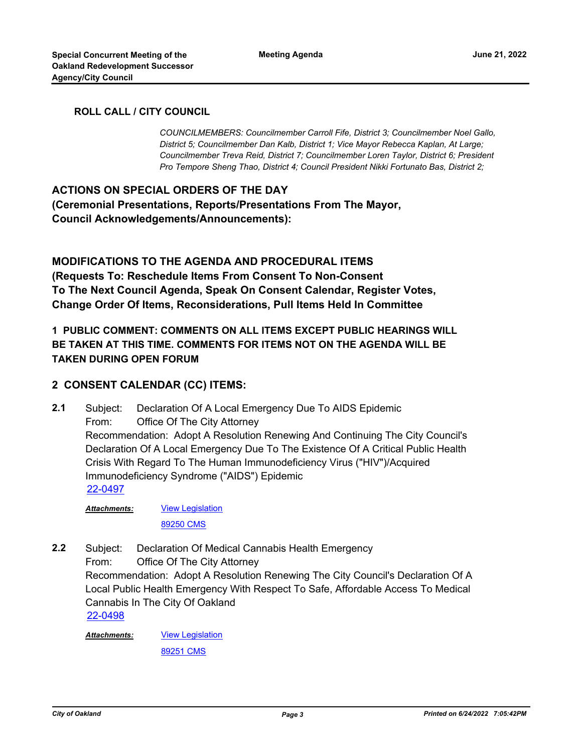### ROLL CALL / CITY COUNCIL

*COUNCILMEMBERS: Councilmember Carroll Fife, District 3; Councilmember Noel Gallo, District 5; Councilmember Dan Kalb, District 1; Vice Mayor Rebecca Kaplan, At Large; Councilmember Treva Reid, District 7; Councilmember Loren Taylor, District 6; President Pro Tempore Sheng Thao, District 4; Council President Nikki Fortunato Bas, District 2;*

## ACTIONS ON SPECIAL ORDERS OF THE DAY
## (Ceremonial Presentations, Reports/Presentations From The Mayor, Council Acknowledgements/Announcements):

## MODIFICATIONS TO THE AGENDA AND PROCEDURAL ITEMS
## (Requests To: Reschedule Items From Consent To Non-Consent To The Next Council Agenda, Speak On Consent Calendar, Register Votes, Change Order Of Items, Reconsiderations, Pull Items Held In Committee

## 1 PUBLIC COMMENT: COMMENTS ON ALL ITEMS EXCEPT PUBLIC HEARINGS WILL BE TAKEN AT THIS TIME. COMMENTS FOR ITEMS NOT ON THE AGENDA WILL BE TAKEN DURING OPEN FORUM

## 2 CONSENT CALENDAR (CC) ITEMS:

**2.1** Subject: Declaration Of A Local Emergency Due To AIDS Epidemic
From: Office Of The City Attorney
Recommendation: Adopt A Resolution Renewing And Continuing The City Council's Declaration Of A Local Emergency Due To The Existence Of A Critical Public Health Crisis With Regard To The Human Immunodeficiency Virus ("HIV")/Acquired Immunodeficiency Syndrome ("AIDS") Epidemic
22-0497

***Attachments:*** View Legislation
89250 CMS

**2.2** Subject: Declaration Of Medical Cannabis Health Emergency
From: Office Of The City Attorney
Recommendation: Adopt A Resolution Renewing The City Council's Declaration Of A Local Public Health Emergency With Respect To Safe, Affordable Access To Medical Cannabis In The City Of Oakland
22-0498

***Attachments:*** View Legislation
89251 CMS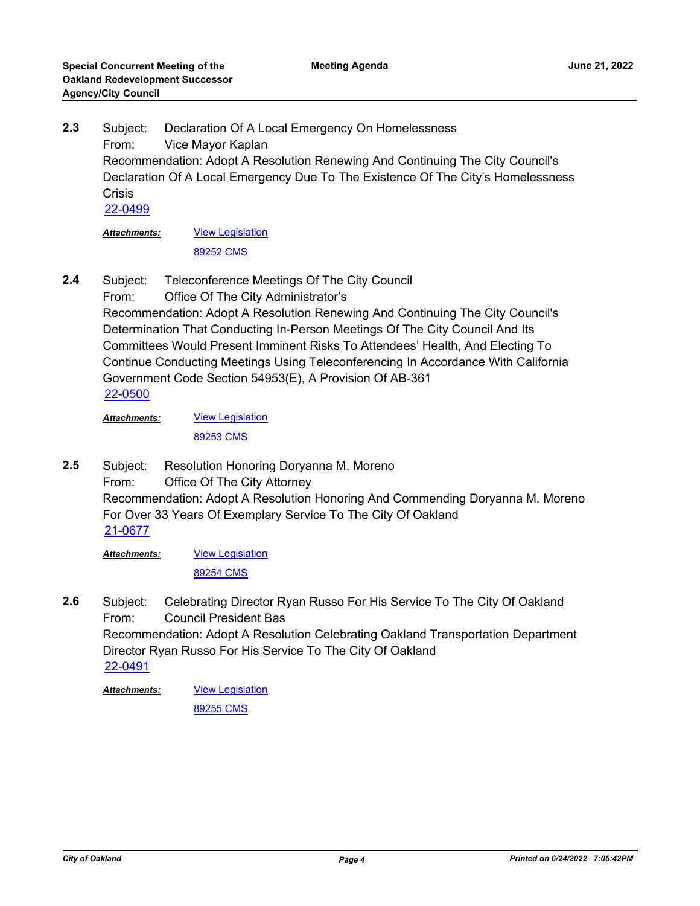**2.3** Subject: Declaration Of A Local Emergency On Homelessness
From: Vice Mayor Kaplan
Recommendation: Adopt A Resolution Renewing And Continuing The City Council's Declaration Of A Local Emergency Due To The Existence Of The City's Homelessness Crisis
22-0499

*Attachments:* View Legislation
89252 CMS

**2.4** Subject: Teleconference Meetings Of The City Council
From: Office Of The City Administrator's
Recommendation: Adopt A Resolution Renewing And Continuing The City Council's Determination That Conducting In-Person Meetings Of The City Council And Its Committees Would Present Imminent Risks To Attendees' Health, And Electing To Continue Conducting Meetings Using Teleconferencing In Accordance With California Government Code Section 54953(E), A Provision Of AB-361
22-0500

*Attachments:* View Legislation
89253 CMS

**2.5** Subject: Resolution Honoring Doryanna M. Moreno
From: Office Of The City Attorney
Recommendation: Adopt A Resolution Honoring And Commending Doryanna M. Moreno For Over 33 Years Of Exemplary Service To The City Of Oakland
21-0677

*Attachments:* View Legislation
89254 CMS

**2.6** Subject: Celebrating Director Ryan Russo For His Service To The City Of Oakland
From: Council President Bas
Recommendation: Adopt A Resolution Celebrating Oakland Transportation Department Director Ryan Russo For His Service To The City Of Oakland
22-0491

*Attachments:* View Legislation
89255 CMS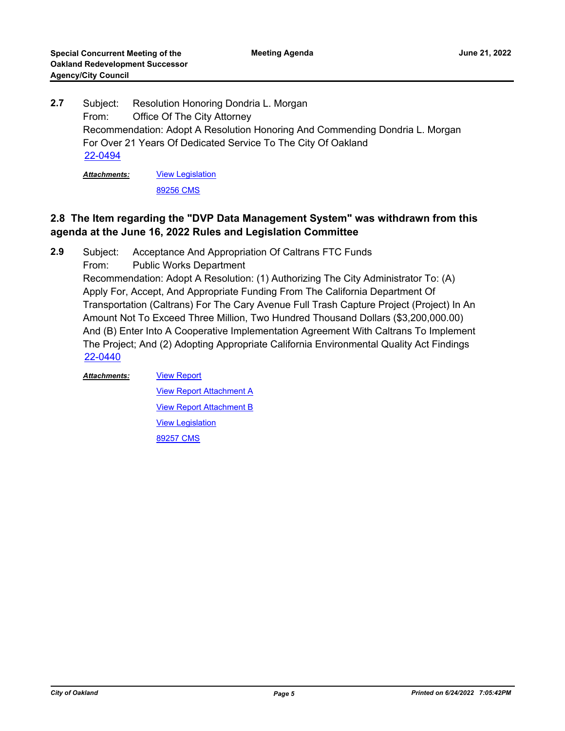**2.7** Subject: Resolution Honoring Dondria L. Morgan
From: Office Of The City Attorney
Recommendation: Adopt A Resolution Honoring And Commending Dondria L. Morgan For Over 21 Years Of Dedicated Service To The City Of Oakland
22-0494

***Attachments:*** View Legislation
89256 CMS

## 2.8 The Item regarding the "DVP Data Management System" was withdrawn from this agenda at the June 16, 2022 Rules and Legislation Committee

**2.9** Subject: Acceptance And Appropriation Of Caltrans FTC Funds
From: Public Works Department
Recommendation: Adopt A Resolution: (1) Authorizing The City Administrator To: (A) Apply For, Accept, And Appropriate Funding From The California Department Of Transportation (Caltrans) For The Cary Avenue Full Trash Capture Project (Project) In An Amount Not To Exceed Three Million, Two Hundred Thousand Dollars ($3,200,000.00) And (B) Enter Into A Cooperative Implementation Agreement With Caltrans To Implement The Project; And (2) Adopting Appropriate California Environmental Quality Act Findings
22-0440

***Attachments:*** View Report
View Report Attachment A
View Report Attachment B
View Legislation
89257 CMS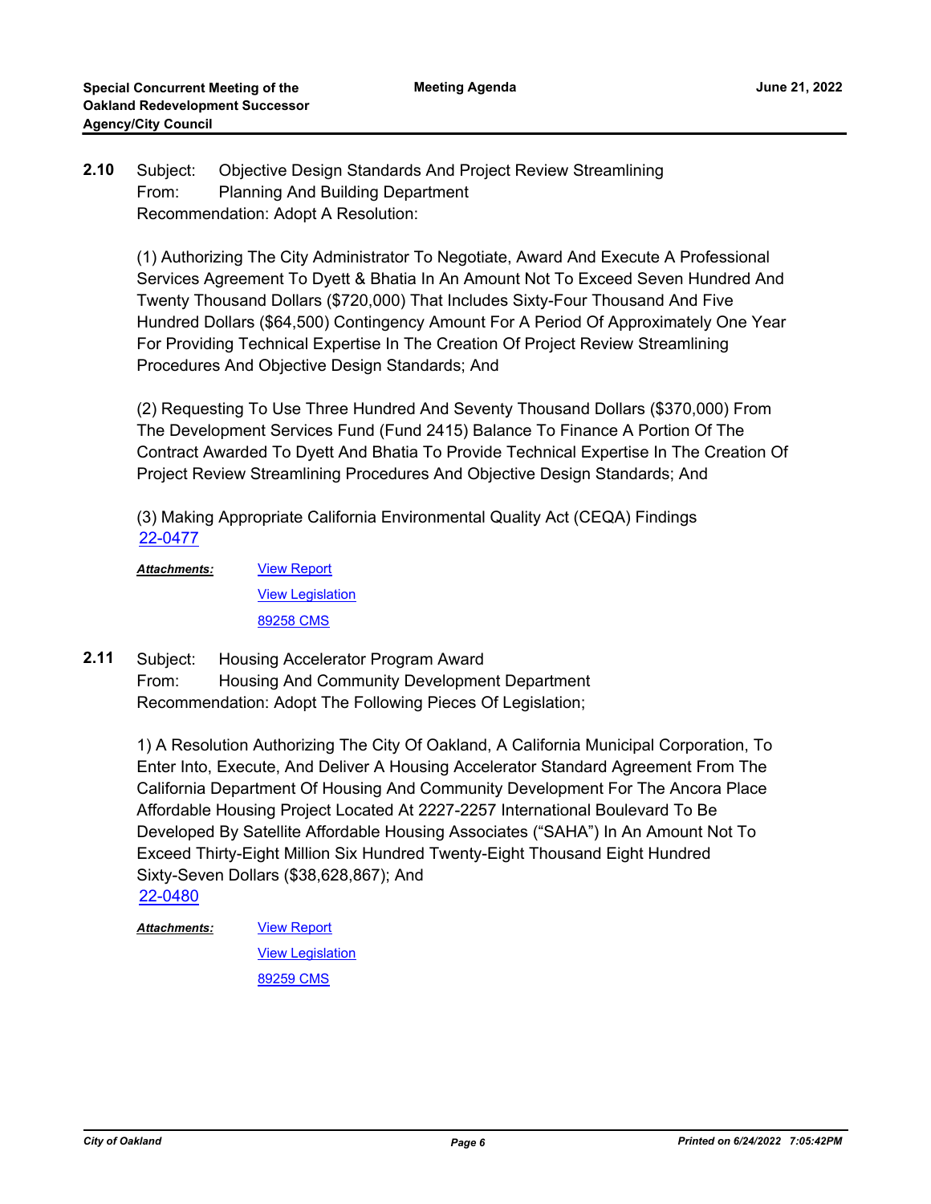**2.10** Subject: Objective Design Standards And Project Review Streamlining
From: Planning And Building Department
Recommendation: Adopt A Resolution:

(1) Authorizing The City Administrator To Negotiate, Award And Execute A Professional Services Agreement To Dyett & Bhatia In An Amount Not To Exceed Seven Hundred And Twenty Thousand Dollars ($720,000) That Includes Sixty-Four Thousand And Five Hundred Dollars ($64,500) Contingency Amount For A Period Of Approximately One Year For Providing Technical Expertise In The Creation Of Project Review Streamlining Procedures And Objective Design Standards; And

(2) Requesting To Use Three Hundred And Seventy Thousand Dollars ($370,000) From The Development Services Fund (Fund 2415) Balance To Finance A Portion Of The Contract Awarded To Dyett And Bhatia To Provide Technical Expertise In The Creation Of Project Review Streamlining Procedures And Objective Design Standards; And

(3) Making Appropriate California Environmental Quality Act (CEQA) Findings
22-0477

***Attachments:*** View Report
View Legislation
89258 CMS

**2.11** Subject: Housing Accelerator Program Award
From: Housing And Community Development Department
Recommendation: Adopt The Following Pieces Of Legislation;

1) A Resolution Authorizing The City Of Oakland, A California Municipal Corporation, To Enter Into, Execute, And Deliver A Housing Accelerator Standard Agreement From The California Department Of Housing And Community Development For The Ancora Place Affordable Housing Project Located At 2227-2257 International Boulevard To Be Developed By Satellite Affordable Housing Associates ("SAHA") In An Amount Not To Exceed Thirty-Eight Million Six Hundred Twenty-Eight Thousand Eight Hundred Sixty-Seven Dollars ($38,628,867); And
22-0480

***Attachments:*** View Report
View Legislation
89259 CMS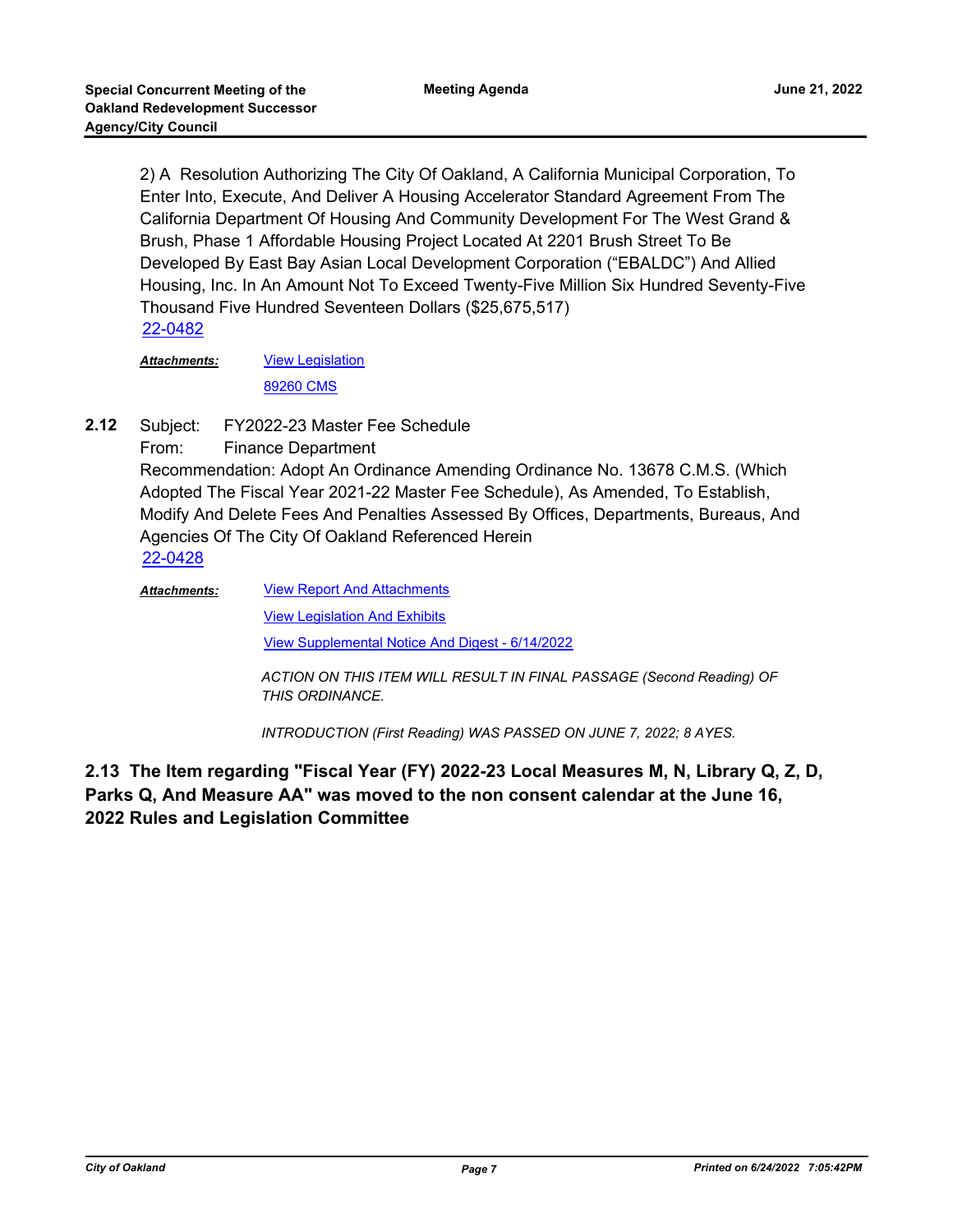2) A Resolution Authorizing The City Of Oakland, A California Municipal Corporation, To Enter Into, Execute, And Deliver A Housing Accelerator Standard Agreement From The California Department Of Housing And Community Development For The West Grand & Brush, Phase 1 Affordable Housing Project Located At 2201 Brush Street To Be Developed By East Bay Asian Local Development Corporation ("EBALDC") And Allied Housing, Inc. In An Amount Not To Exceed Twenty-Five Million Six Hundred Seventy-Five Thousand Five Hundred Seventeen Dollars ($25,675,517)

22-0482

***Attachments:*** View Legislation

89260 CMS

**2.12** Subject: FY2022-23 Master Fee Schedule

From: Finance Department

Recommendation: Adopt An Ordinance Amending Ordinance No. 13678 C.M.S. (Which Adopted The Fiscal Year 2021-22 Master Fee Schedule), As Amended, To Establish, Modify And Delete Fees And Penalties Assessed By Offices, Departments, Bureaus, And Agencies Of The City Of Oakland Referenced Herein

22-0428

***Attachments:*** View Report And Attachments

View Legislation And Exhibits

View Supplemental Notice And Digest - 6/14/2022

*ACTION ON THIS ITEM WILL RESULT IN FINAL PASSAGE (Second Reading) OF THIS ORDINANCE.*

*INTRODUCTION (First Reading) WAS PASSED ON JUNE 7, 2022; 8 AYES.*

**2.13 The Item regarding "Fiscal Year (FY) 2022-23 Local Measures M, N, Library Q, Z, D, Parks Q, And Measure AA" was moved to the non consent calendar at the June 16, 2022 Rules and Legislation Committee**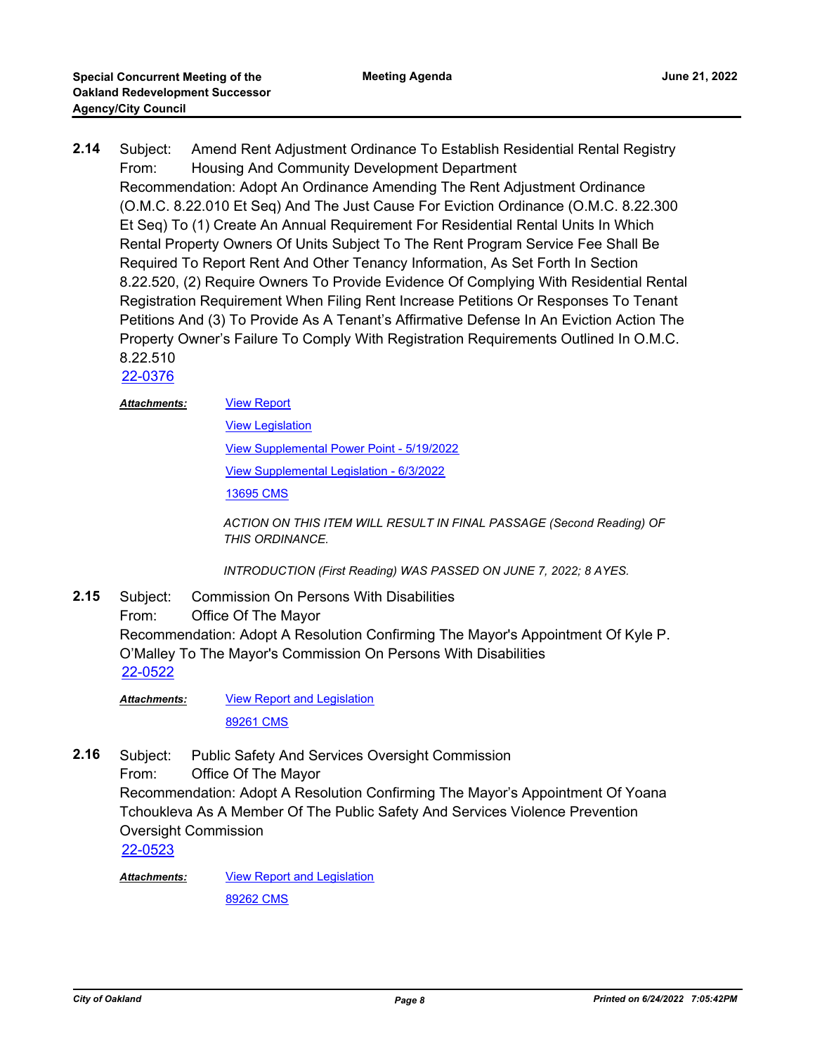**2.14** Subject: Amend Rent Adjustment Ordinance To Establish Residential Rental Registry
From: Housing And Community Development Department
Recommendation: Adopt An Ordinance Amending The Rent Adjustment Ordinance (O.M.C. 8.22.010 Et Seq) And The Just Cause For Eviction Ordinance (O.M.C. 8.22.300 Et Seq) To (1) Create An Annual Requirement For Residential Rental Units In Which Rental Property Owners Of Units Subject To The Rent Program Service Fee Shall Be Required To Report Rent And Other Tenancy Information, As Set Forth In Section 8.22.520, (2) Require Owners To Provide Evidence Of Complying With Residential Rental Registration Requirement When Filing Rent Increase Petitions Or Responses To Tenant Petitions And (3) To Provide As A Tenant's Affirmative Defense In An Eviction Action The Property Owner's Failure To Comply With Registration Requirements Outlined In O.M.C. 8.22.510
22-0376

***Attachments:*** View Report
View Legislation
View Supplemental Power Point - 5/19/2022
View Supplemental Legislation - 6/3/2022
13695 CMS

*ACTION ON THIS ITEM WILL RESULT IN FINAL PASSAGE (Second Reading) OF THIS ORDINANCE.*

*INTRODUCTION (First Reading) WAS PASSED ON JUNE 7, 2022; 8 AYES.*

**2.15** Subject: Commission On Persons With Disabilities
From: Office Of The Mayor
Recommendation: Adopt A Resolution Confirming The Mayor's Appointment Of Kyle P. O'Malley To The Mayor's Commission On Persons With Disabilities
22-0522

***Attachments:*** View Report and Legislation
89261 CMS

**2.16** Subject: Public Safety And Services Oversight Commission
From: Office Of The Mayor
Recommendation: Adopt A Resolution Confirming The Mayor's Appointment Of Yoana Tchoukleva As A Member Of The Public Safety And Services Violence Prevention Oversight Commission
22-0523

***Attachments:*** View Report and Legislation
89262 CMS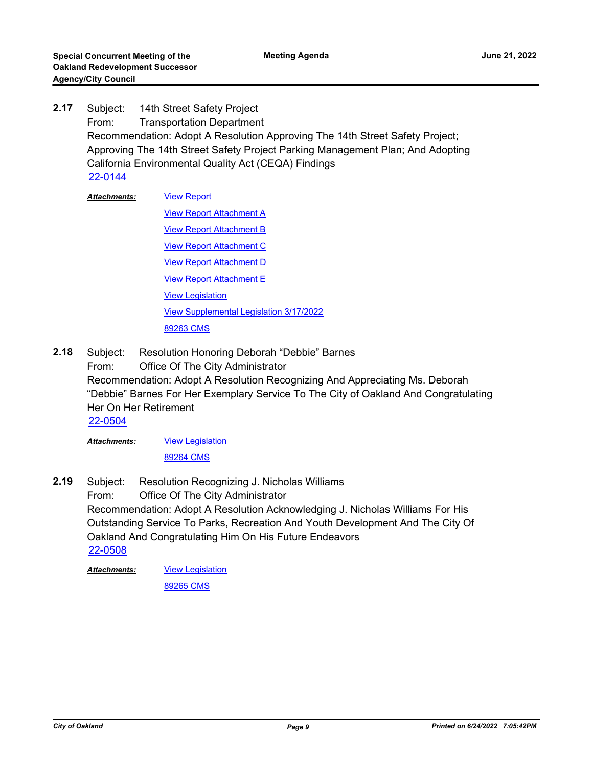**2.17** Subject: 14th Street Safety Project
From: Transportation Department
Recommendation: Adopt A Resolution Approving The 14th Street Safety Project; Approving The 14th Street Safety Project Parking Management Plan; And Adopting California Environmental Quality Act (CEQA) Findings
22-0144

***Attachments:***
- View Report
- View Report Attachment A
- View Report Attachment B
- View Report Attachment C
- View Report Attachment D
- View Report Attachment E
- View Legislation
- View Supplemental Legislation 3/17/2022
- 89263 CMS

**2.18** Subject: Resolution Honoring Deborah “Debbie” Barnes
From: Office Of The City Administrator
Recommendation: Adopt A Resolution Recognizing And Appreciating Ms. Deborah “Debbie” Barnes For Her Exemplary Service To The City of Oakland And Congratulating Her On Her Retirement
22-0504

***Attachments:***
- View Legislation
- 89264 CMS

**2.19** Subject: Resolution Recognizing J. Nicholas Williams
From: Office Of The City Administrator
Recommendation: Adopt A Resolution Acknowledging J. Nicholas Williams For His Outstanding Service To Parks, Recreation And Youth Development And The City Of Oakland And Congratulating Him On His Future Endeavors
22-0508

***Attachments:***
- View Legislation
- 89265 CMS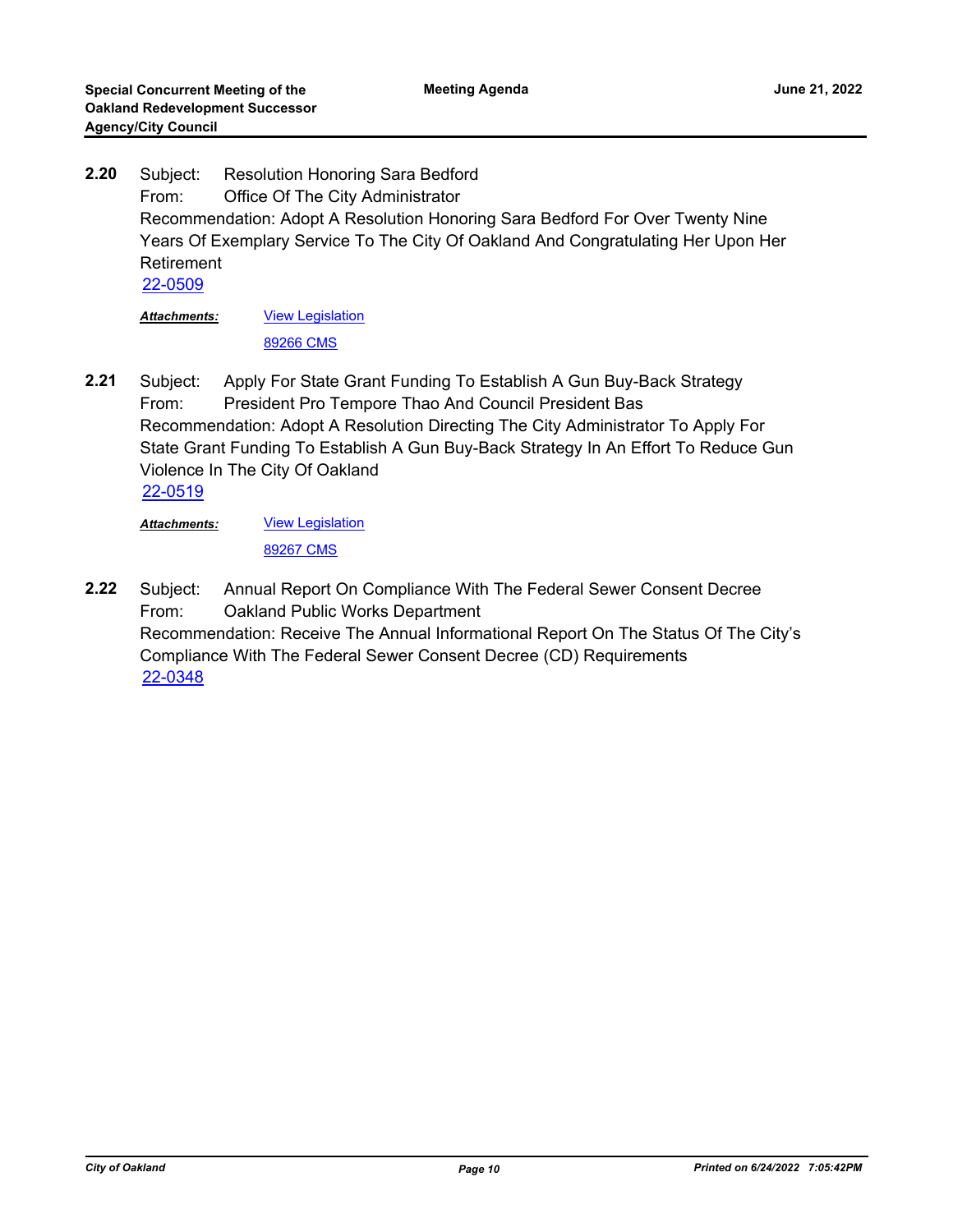**2.20** Subject: Resolution Honoring Sara Bedford
From: Office Of The City Administrator
Recommendation: Adopt A Resolution Honoring Sara Bedford For Over Twenty Nine Years Of Exemplary Service To The City Of Oakland And Congratulating Her Upon Her Retirement
22-0509

***Attachments:*** View Legislation
89266 CMS

**2.21** Subject: Apply For State Grant Funding To Establish A Gun Buy-Back Strategy
From: President Pro Tempore Thao And Council President Bas
Recommendation: Adopt A Resolution Directing The City Administrator To Apply For State Grant Funding To Establish A Gun Buy-Back Strategy In An Effort To Reduce Gun Violence In The City Of Oakland
22-0519

***Attachments:*** View Legislation
89267 CMS

**2.22** Subject: Annual Report On Compliance With The Federal Sewer Consent Decree
From: Oakland Public Works Department
Recommendation: Receive The Annual Informational Report On The Status Of The City's Compliance With The Federal Sewer Consent Decree (CD) Requirements
22-0348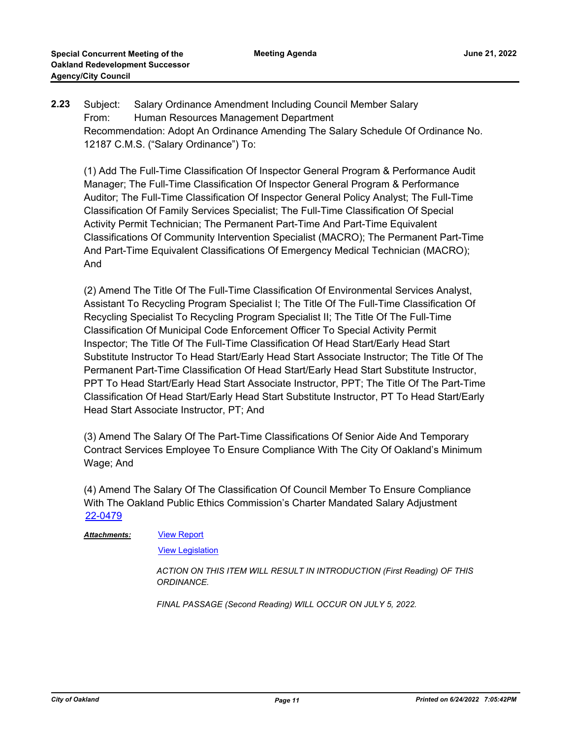**2.23** Subject: Salary Ordinance Amendment Including Council Member Salary
From: Human Resources Management Department
Recommendation: Adopt An Ordinance Amending The Salary Schedule Of Ordinance No. 12187 C.M.S. ("Salary Ordinance") To:

(1) Add The Full-Time Classification Of Inspector General Program & Performance Audit Manager; The Full-Time Classification Of Inspector General Program & Performance Auditor; The Full-Time Classification Of Inspector General Policy Analyst; The Full-Time Classification Of Family Services Specialist; The Full-Time Classification Of Special Activity Permit Technician; The Permanent Part-Time And Part-Time Equivalent Classifications Of Community Intervention Specialist (MACRO); The Permanent Part-Time And Part-Time Equivalent Classifications Of Emergency Medical Technician (MACRO); And

(2) Amend The Title Of The Full-Time Classification Of Environmental Services Analyst, Assistant To Recycling Program Specialist I; The Title Of The Full-Time Classification Of Recycling Specialist To Recycling Program Specialist II; The Title Of The Full-Time Classification Of Municipal Code Enforcement Officer To Special Activity Permit Inspector; The Title Of The Full-Time Classification Of Head Start/Early Head Start Substitute Instructor To Head Start/Early Head Start Associate Instructor; The Title Of The Permanent Part-Time Classification Of Head Start/Early Head Start Substitute Instructor, PPT To Head Start/Early Head Start Associate Instructor, PPT; The Title Of The Part-Time Classification Of Head Start/Early Head Start Substitute Instructor, PT To Head Start/Early Head Start Associate Instructor, PT; And

(3) Amend The Salary Of The Part-Time Classifications Of Senior Aide And Temporary Contract Services Employee To Ensure Compliance With The City Of Oakland's Minimum Wage; And

(4) Amend The Salary Of The Classification Of Council Member To Ensure Compliance With The Oakland Public Ethics Commission's Charter Mandated Salary Adjustment
22-0479

***Attachments:*** View Report

View Legislation

*ACTION ON THIS ITEM WILL RESULT IN INTRODUCTION (First Reading) OF THIS ORDINANCE.*

*FINAL PASSAGE (Second Reading) WILL OCCUR ON JULY 5, 2022.*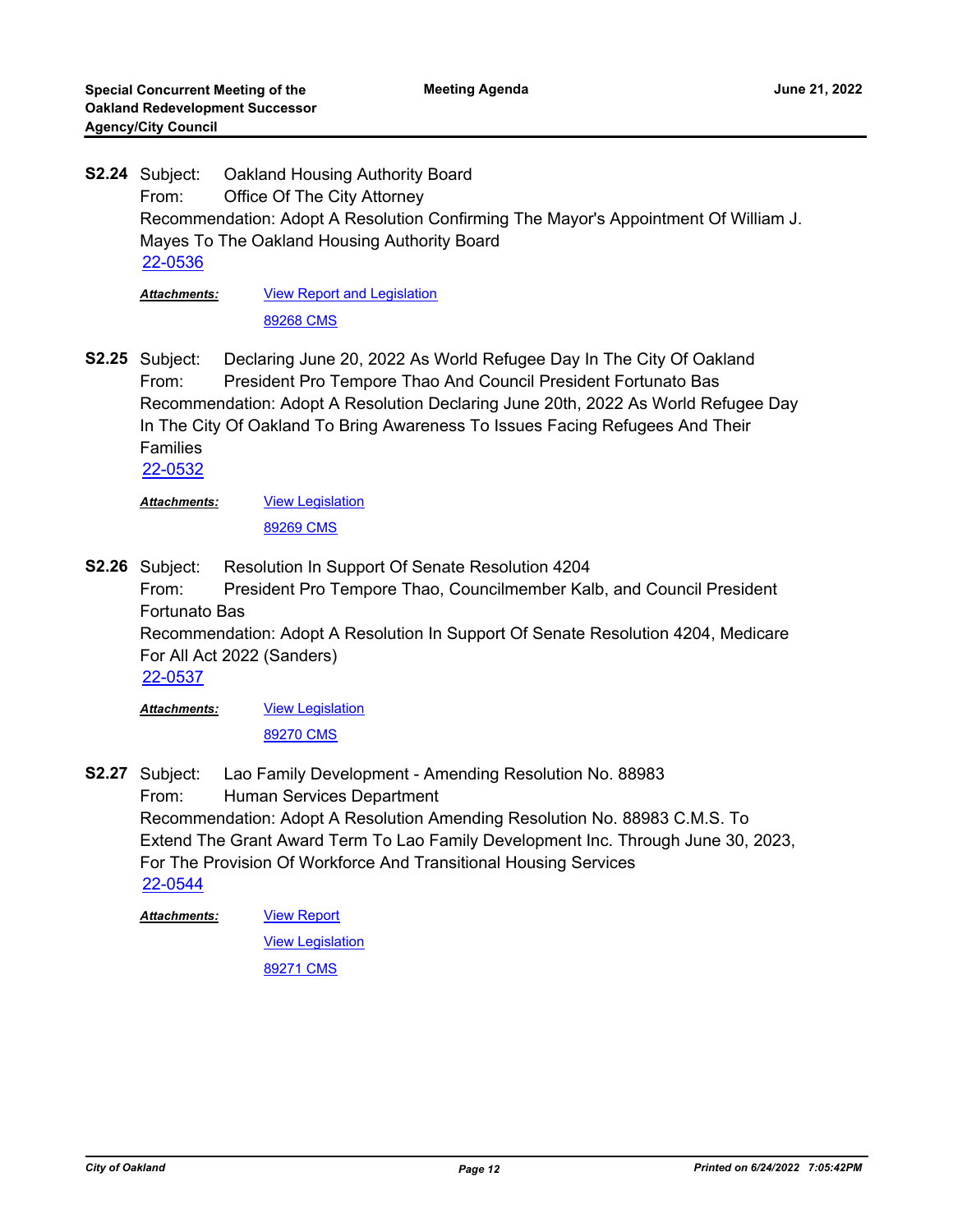**S2.24** Subject: Oakland Housing Authority Board
From: Office Of The City Attorney
Recommendation: Adopt A Resolution Confirming The Mayor's Appointment Of William J. Mayes To The Oakland Housing Authority Board
22-0536

***Attachments:*** View Report and Legislation
89268 CMS

**S2.25** Subject: Declaring June 20, 2022 As World Refugee Day In The City Of Oakland
From: President Pro Tempore Thao And Council President Fortunato Bas
Recommendation: Adopt A Resolution Declaring June 20th, 2022 As World Refugee Day In The City Of Oakland To Bring Awareness To Issues Facing Refugees And Their Families
22-0532

***Attachments:*** View Legislation
89269 CMS

**S2.26** Subject: Resolution In Support Of Senate Resolution 4204
From: President Pro Tempore Thao, Councilmember Kalb, and Council President Fortunato Bas
Recommendation: Adopt A Resolution In Support Of Senate Resolution 4204, Medicare For All Act 2022 (Sanders)
22-0537

***Attachments:*** View Legislation
89270 CMS

**S2.27** Subject: Lao Family Development - Amending Resolution No. 88983
From: Human Services Department
Recommendation: Adopt A Resolution Amending Resolution No. 88983 C.M.S. To Extend The Grant Award Term To Lao Family Development Inc. Through June 30, 2023, For The Provision Of Workforce And Transitional Housing Services
22-0544

***Attachments:*** View Report
View Legislation
89271 CMS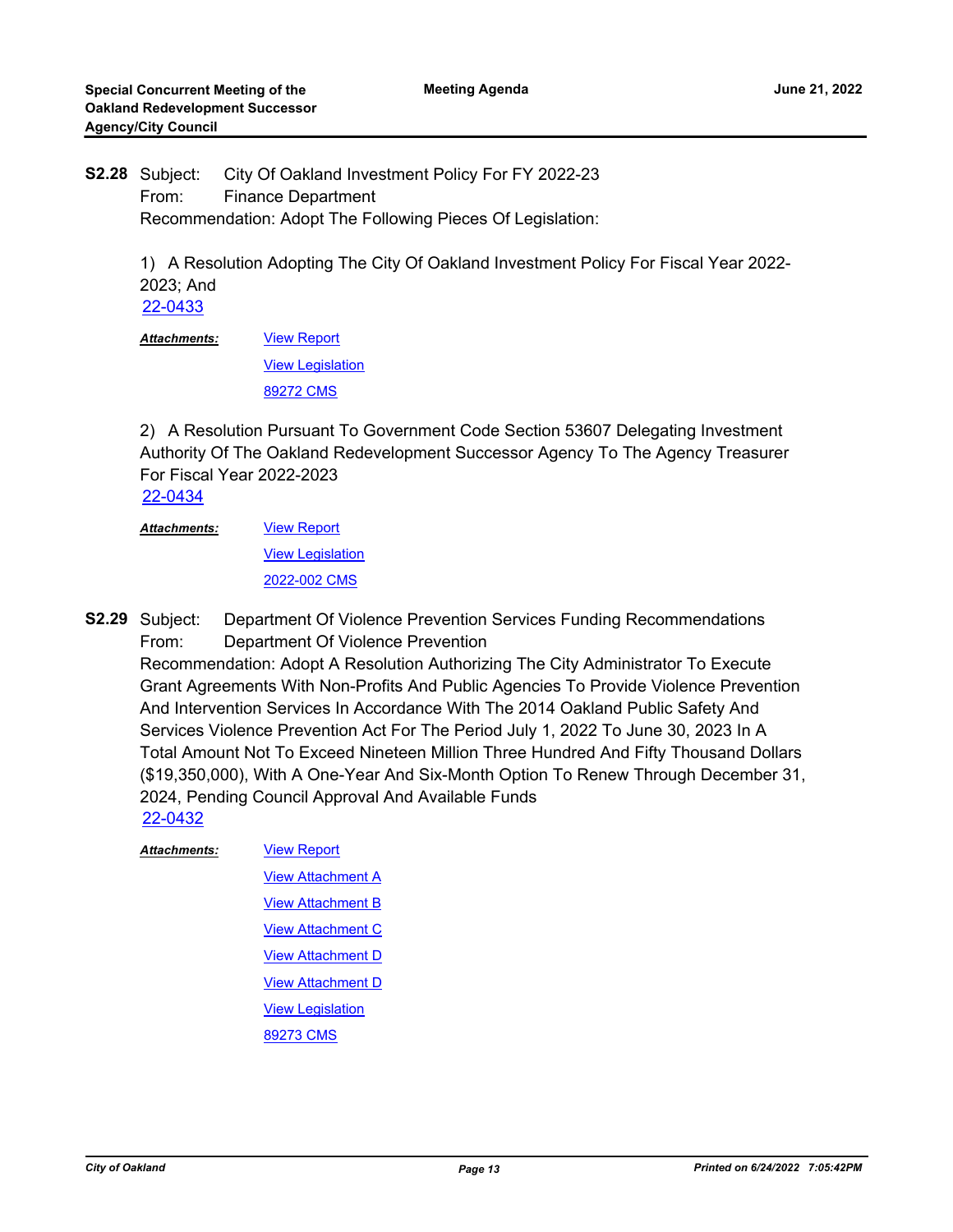**S2.28** Subject: City Of Oakland Investment Policy For FY 2022-23
From: Finance Department
Recommendation: Adopt The Following Pieces Of Legislation:

1) A Resolution Adopting The City Of Oakland Investment Policy For Fiscal Year 2022-2023; And
22-0433

***Attachments:***
View Report
View Legislation
89272 CMS

2) A Resolution Pursuant To Government Code Section 53607 Delegating Investment Authority Of The Oakland Redevelopment Successor Agency To The Agency Treasurer For Fiscal Year 2022-2023
22-0434

***Attachments:***
View Report
View Legislation
2022-002 CMS

**S2.29** Subject: Department Of Violence Prevention Services Funding Recommendations
From: Department Of Violence Prevention
Recommendation: Adopt A Resolution Authorizing The City Administrator To Execute Grant Agreements With Non-Profits And Public Agencies To Provide Violence Prevention And Intervention Services In Accordance With The 2014 Oakland Public Safety And Services Violence Prevention Act For The Period July 1, 2022 To June 30, 2023 In A Total Amount Not To Exceed Nineteen Million Three Hundred And Fifty Thousand Dollars ($19,350,000), With A One-Year And Six-Month Option To Renew Through December 31, 2024, Pending Council Approval And Available Funds
22-0432

***Attachments:***
View Report
View Attachment A
View Attachment B
View Attachment C
View Attachment D
View Attachment D
View Legislation
89273 CMS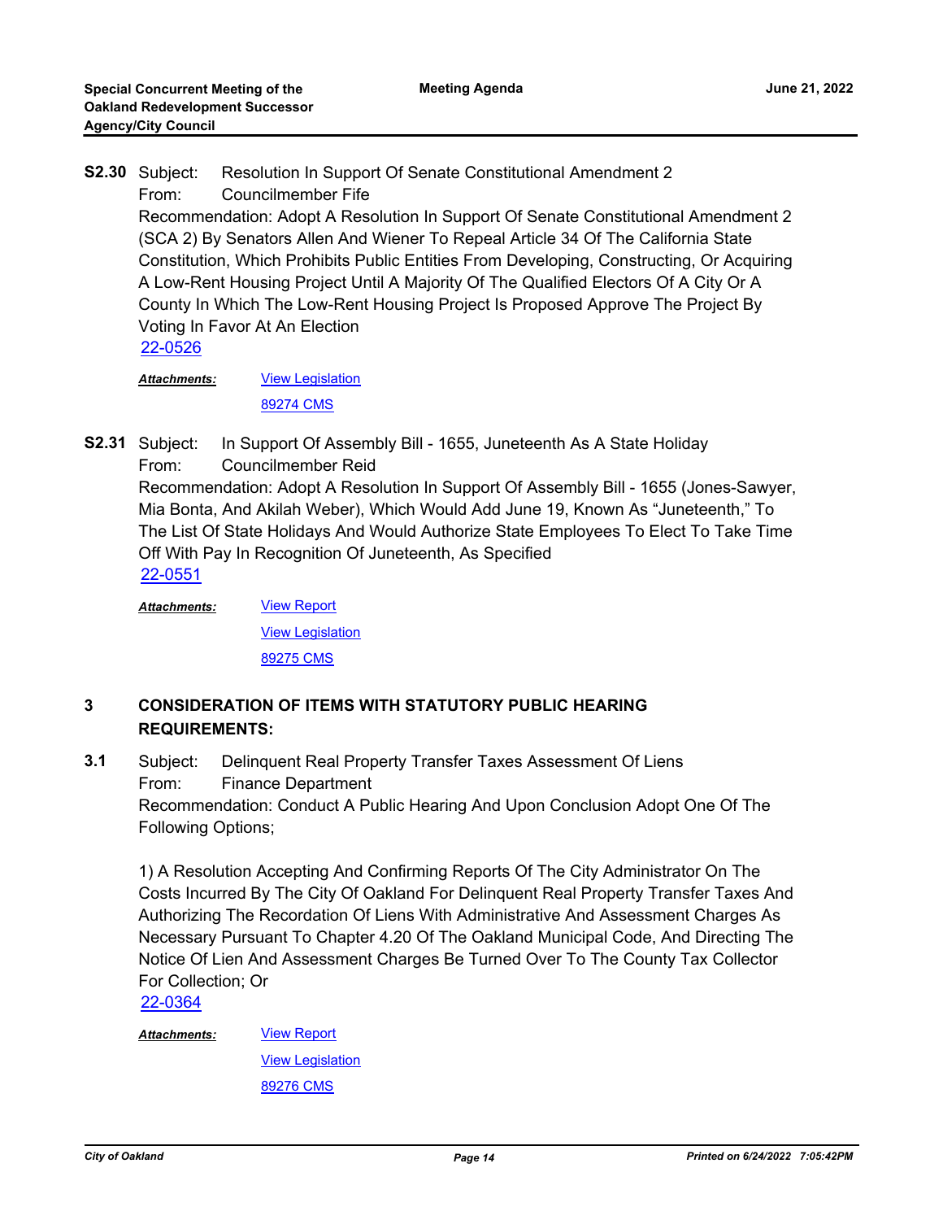**S2.30** Subject: Resolution In Support Of Senate Constitutional Amendment 2
From: Councilmember Fife
Recommendation: Adopt A Resolution In Support Of Senate Constitutional Amendment 2 (SCA 2) By Senators Allen And Wiener To Repeal Article 34 Of The California State Constitution, Which Prohibits Public Entities From Developing, Constructing, Or Acquiring A Low-Rent Housing Project Until A Majority Of The Qualified Electors Of A City Or A County In Which The Low-Rent Housing Project Is Proposed Approve The Project By Voting In Favor At An Election
22-0526

*Attachments:* View Legislation
89274 CMS

**S2.31** Subject: In Support Of Assembly Bill - 1655, Juneteenth As A State Holiday
From: Councilmember Reid
Recommendation: Adopt A Resolution In Support Of Assembly Bill - 1655 (Jones-Sawyer, Mia Bonta, And Akilah Weber), Which Would Add June 19, Known As "Juneteenth," To The List Of State Holidays And Would Authorize State Employees To Elect To Take Time Off With Pay In Recognition Of Juneteenth, As Specified
22-0551

*Attachments:* View Report
View Legislation
89275 CMS

## 3 CONSIDERATION OF ITEMS WITH STATUTORY PUBLIC HEARING REQUIREMENTS:

**3.1** Subject: Delinquent Real Property Transfer Taxes Assessment Of Liens
From: Finance Department
Recommendation: Conduct A Public Hearing And Upon Conclusion Adopt One Of The Following Options;

1) A Resolution Accepting And Confirming Reports Of The City Administrator On The Costs Incurred By The City Of Oakland For Delinquent Real Property Transfer Taxes And Authorizing The Recordation Of Liens With Administrative And Assessment Charges As Necessary Pursuant To Chapter 4.20 Of The Oakland Municipal Code, And Directing The Notice Of Lien And Assessment Charges Be Turned Over To The County Tax Collector For Collection; Or
22-0364

*Attachments:* View Report
View Legislation
89276 CMS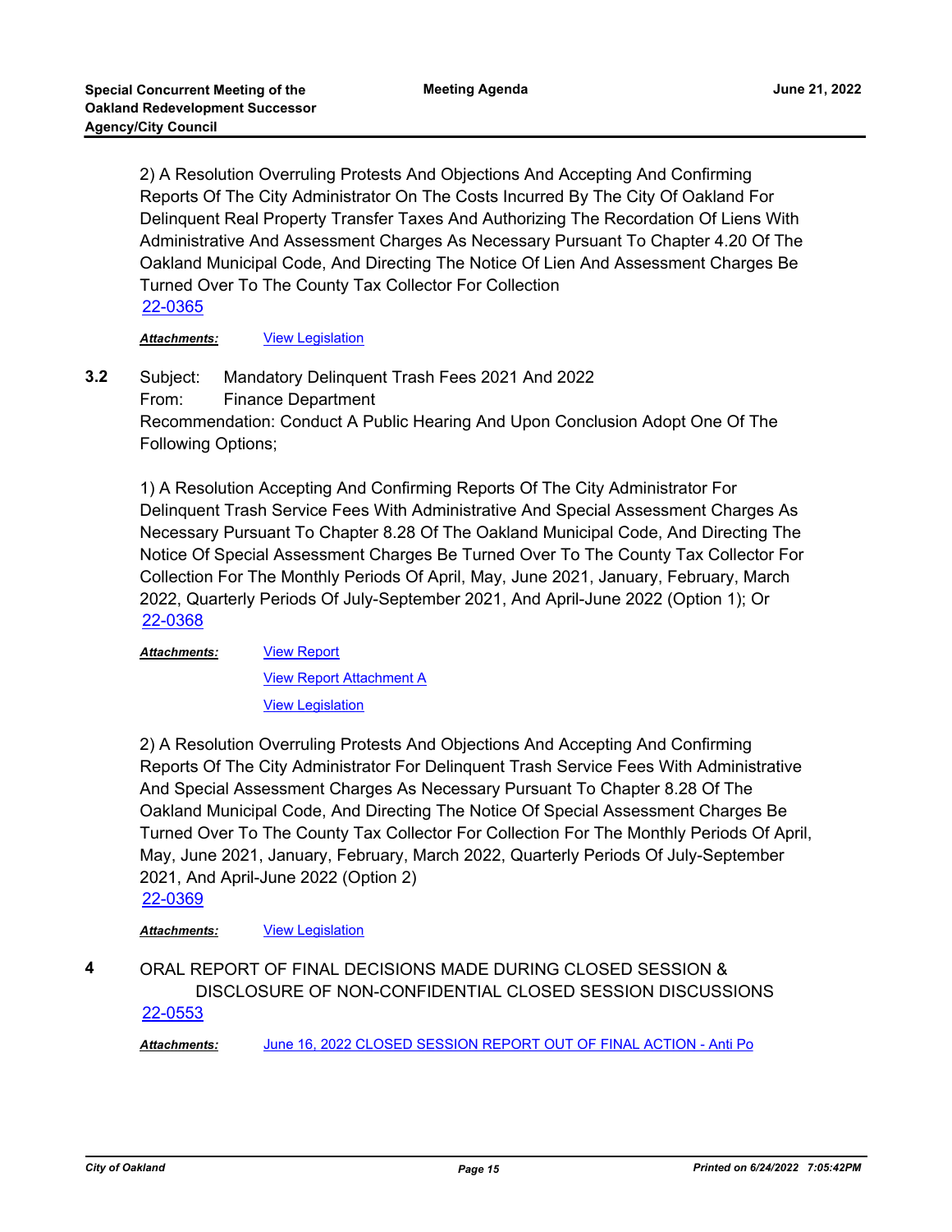2) A Resolution Overruling Protests And Objections And Accepting And Confirming Reports Of The City Administrator On The Costs Incurred By The City Of Oakland For Delinquent Real Property Transfer Taxes And Authorizing The Recordation Of Liens With Administrative And Assessment Charges As Necessary Pursuant To Chapter 4.20 Of The Oakland Municipal Code, And Directing The Notice Of Lien And Assessment Charges Be Turned Over To The County Tax Collector For Collection

22-0365

***Attachments:*** View Legislation

**3.2** Subject: Mandatory Delinquent Trash Fees 2021 And 2022

From: Finance Department

Recommendation: Conduct A Public Hearing And Upon Conclusion Adopt One Of The Following Options;

1) A Resolution Accepting And Confirming Reports Of The City Administrator For Delinquent Trash Service Fees With Administrative And Special Assessment Charges As Necessary Pursuant To Chapter 8.28 Of The Oakland Municipal Code, And Directing The Notice Of Special Assessment Charges Be Turned Over To The County Tax Collector For Collection For The Monthly Periods Of April, May, June 2021, January, February, March 2022, Quarterly Periods Of July-September 2021, And April-June 2022 (Option 1); Or

22-0368

***Attachments:*** View Report

View Report Attachment A

View Legislation

2) A Resolution Overruling Protests And Objections And Accepting And Confirming Reports Of The City Administrator For Delinquent Trash Service Fees With Administrative And Special Assessment Charges As Necessary Pursuant To Chapter 8.28 Of The Oakland Municipal Code, And Directing The Notice Of Special Assessment Charges Be Turned Over To The County Tax Collector For Collection For The Monthly Periods Of April, May, June 2021, January, February, March 2022, Quarterly Periods Of July-September 2021, And April-June 2022 (Option 2)

22-0369

***Attachments:*** View Legislation

**4** ORAL REPORT OF FINAL DECISIONS MADE DURING CLOSED SESSION & DISCLOSURE OF NON-CONFIDENTIAL CLOSED SESSION DISCUSSIONS

22-0553

***Attachments:*** June 16, 2022 CLOSED SESSION REPORT OUT OF FINAL ACTION - Anti Po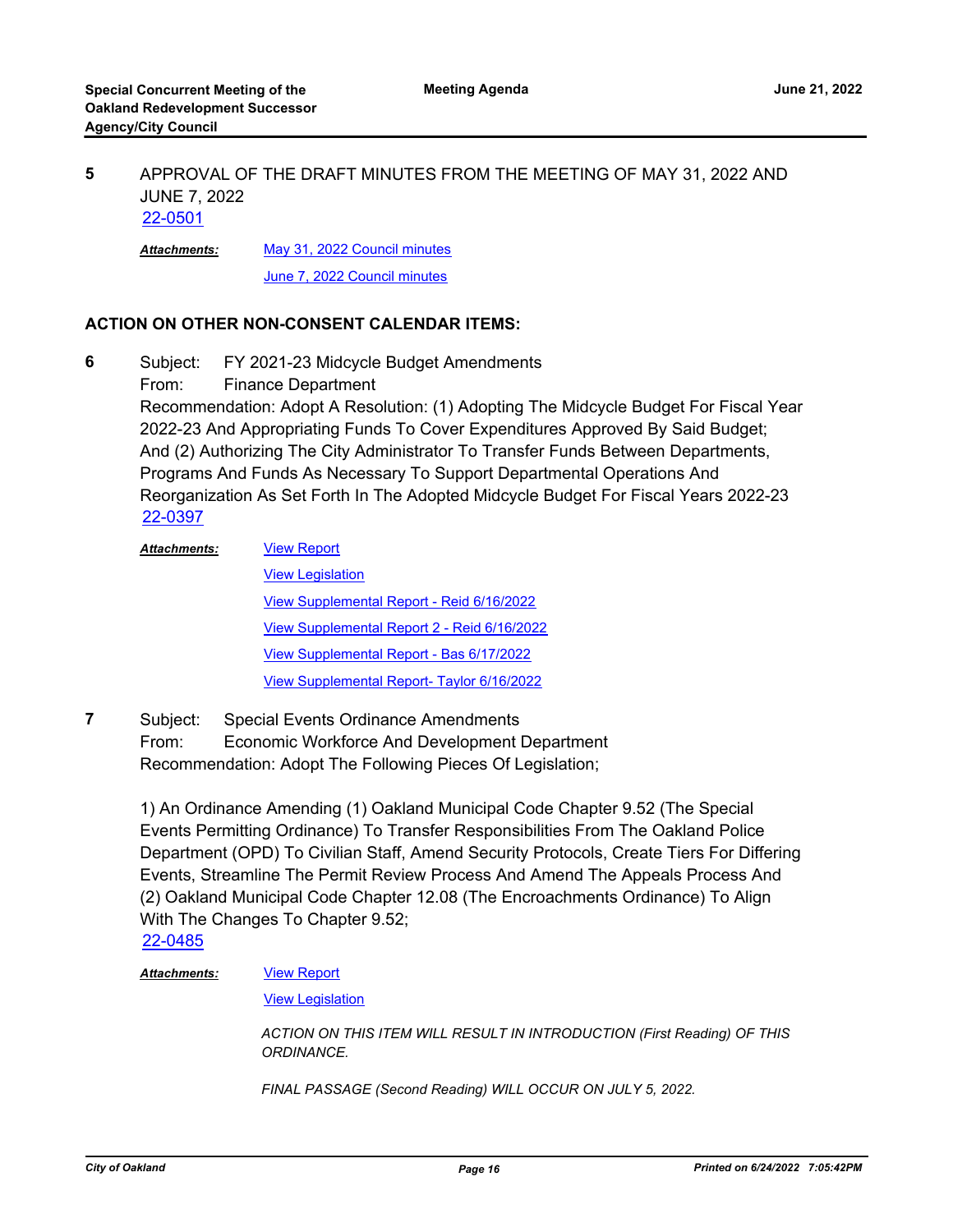**5** APPROVAL OF THE DRAFT MINUTES FROM THE MEETING OF MAY 31, 2022 AND JUNE 7, 2022

[22-0501]

***Attachments:*** [May 31, 2022 Council minutes]

[June 7, 2022 Council minutes]

## ACTION ON OTHER NON-CONSENT CALENDAR ITEMS:

**6** Subject: FY 2021-23 Midcycle Budget Amendments

From: Finance Department

Recommendation: Adopt A Resolution: (1) Adopting The Midcycle Budget For Fiscal Year 2022-23 And Appropriating Funds To Cover Expenditures Approved By Said Budget; And (2) Authorizing The City Administrator To Transfer Funds Between Departments, Programs And Funds As Necessary To Support Departmental Operations And Reorganization As Set Forth In The Adopted Midcycle Budget For Fiscal Years 2022-23

[22-0397]

***Attachments:*** [View Report]

[View Legislation]

[View Supplemental Report - Reid 6/16/2022]

[View Supplemental Report 2 - Reid 6/16/2022]

[View Supplemental Report - Bas 6/17/2022]

[View Supplemental Report- Taylor 6/16/2022]

**7** Subject: Special Events Ordinance Amendments

From: Economic Workforce And Development Department

Recommendation: Adopt The Following Pieces Of Legislation;

1) An Ordinance Amending (1) Oakland Municipal Code Chapter 9.52 (The Special Events Permitting Ordinance) To Transfer Responsibilities From The Oakland Police Department (OPD) To Civilian Staff, Amend Security Protocols, Create Tiers For Differing Events, Streamline The Permit Review Process And Amend The Appeals Process And (2) Oakland Municipal Code Chapter 12.08 (The Encroachments Ordinance) To Align With The Changes To Chapter 9.52;

[22-0485]

***Attachments:*** [View Report]

[View Legislation]

*ACTION ON THIS ITEM WILL RESULT IN INTRODUCTION (First Reading) OF THIS ORDINANCE.*

*FINAL PASSAGE (Second Reading) WILL OCCUR ON JULY 5, 2022.*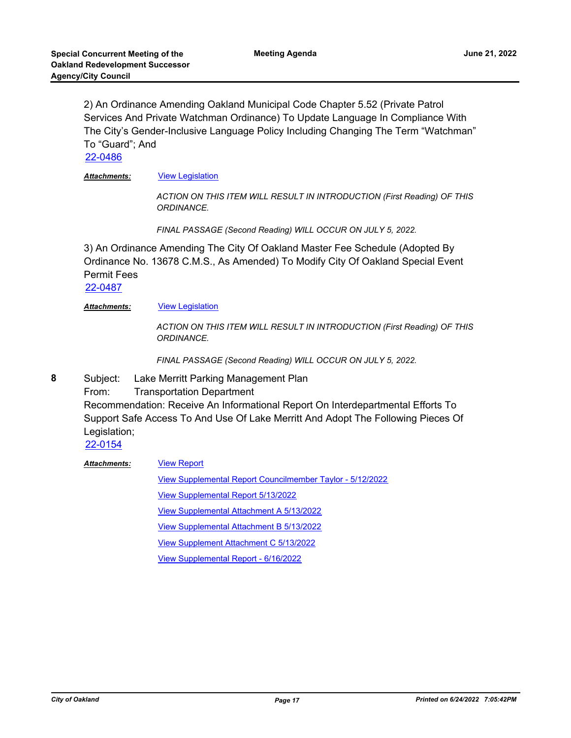2) An Ordinance Amending Oakland Municipal Code Chapter 5.52 (Private Patrol Services And Private Watchman Ordinance) To Update Language In Compliance With The City's Gender-Inclusive Language Policy Including Changing The Term "Watchman" To "Guard"; And

22-0486

***Attachments:*** View Legislation

*ACTION ON THIS ITEM WILL RESULT IN INTRODUCTION (First Reading) OF THIS ORDINANCE.*

*FINAL PASSAGE (Second Reading) WILL OCCUR ON JULY 5, 2022.*

3) An Ordinance Amending The City Of Oakland Master Fee Schedule (Adopted By Ordinance No. 13678 C.M.S., As Amended) To Modify City Of Oakland Special Event Permit Fees

22-0487

***Attachments:*** View Legislation

*ACTION ON THIS ITEM WILL RESULT IN INTRODUCTION (First Reading) OF THIS ORDINANCE.*

*FINAL PASSAGE (Second Reading) WILL OCCUR ON JULY 5, 2022.*

**8** Subject: Lake Merritt Parking Management Plan

From: Transportation Department

Recommendation: Receive An Informational Report On Interdepartmental Efforts To Support Safe Access To And Use Of Lake Merritt And Adopt The Following Pieces Of Legislation;

22-0154

***Attachments:*** View Report

View Supplemental Report Councilmember Taylor - 5/12/2022

View Supplemental Report 5/13/2022

View Supplemental Attachment A 5/13/2022

View Supplemental Attachment B 5/13/2022

View Supplement Attachment C 5/13/2022

View Supplemental Report - 6/16/2022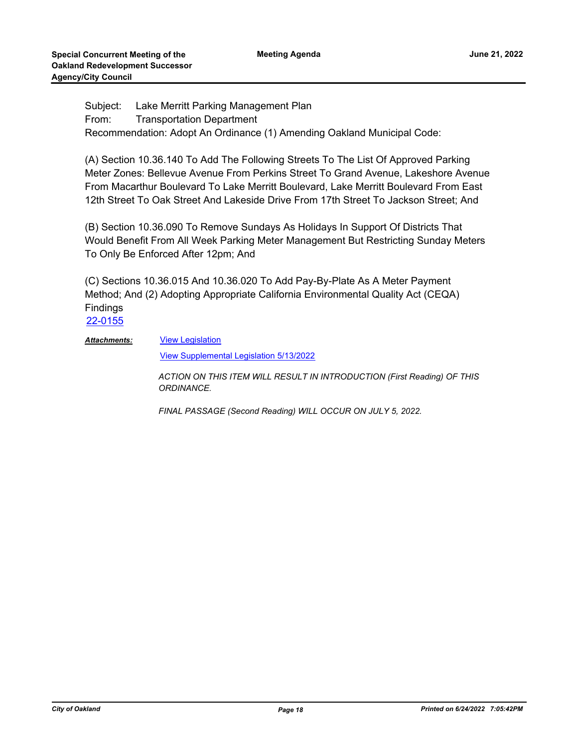Subject: Lake Merritt Parking Management Plan

From: Transportation Department

Recommendation: Adopt An Ordinance (1) Amending Oakland Municipal Code:

(A) Section 10.36.140 To Add The Following Streets To The List Of Approved Parking Meter Zones: Bellevue Avenue From Perkins Street To Grand Avenue, Lakeshore Avenue From Macarthur Boulevard To Lake Merritt Boulevard, Lake Merritt Boulevard From East 12th Street To Oak Street And Lakeside Drive From 17th Street To Jackson Street; And

(B) Section 10.36.090 To Remove Sundays As Holidays In Support Of Districts That Would Benefit From All Week Parking Meter Management But Restricting Sunday Meters To Only Be Enforced After 12pm; And

(C) Sections 10.36.015 And 10.36.020 To Add Pay-By-Plate As A Meter Payment Method; And (2) Adopting Appropriate California Environmental Quality Act (CEQA) Findings

22-0155

***Attachments:*** View Legislation

View Supplemental Legislation 5/13/2022

*ACTION ON THIS ITEM WILL RESULT IN INTRODUCTION (First Reading) OF THIS ORDINANCE.*

*FINAL PASSAGE (Second Reading) WILL OCCUR ON JULY 5, 2022.*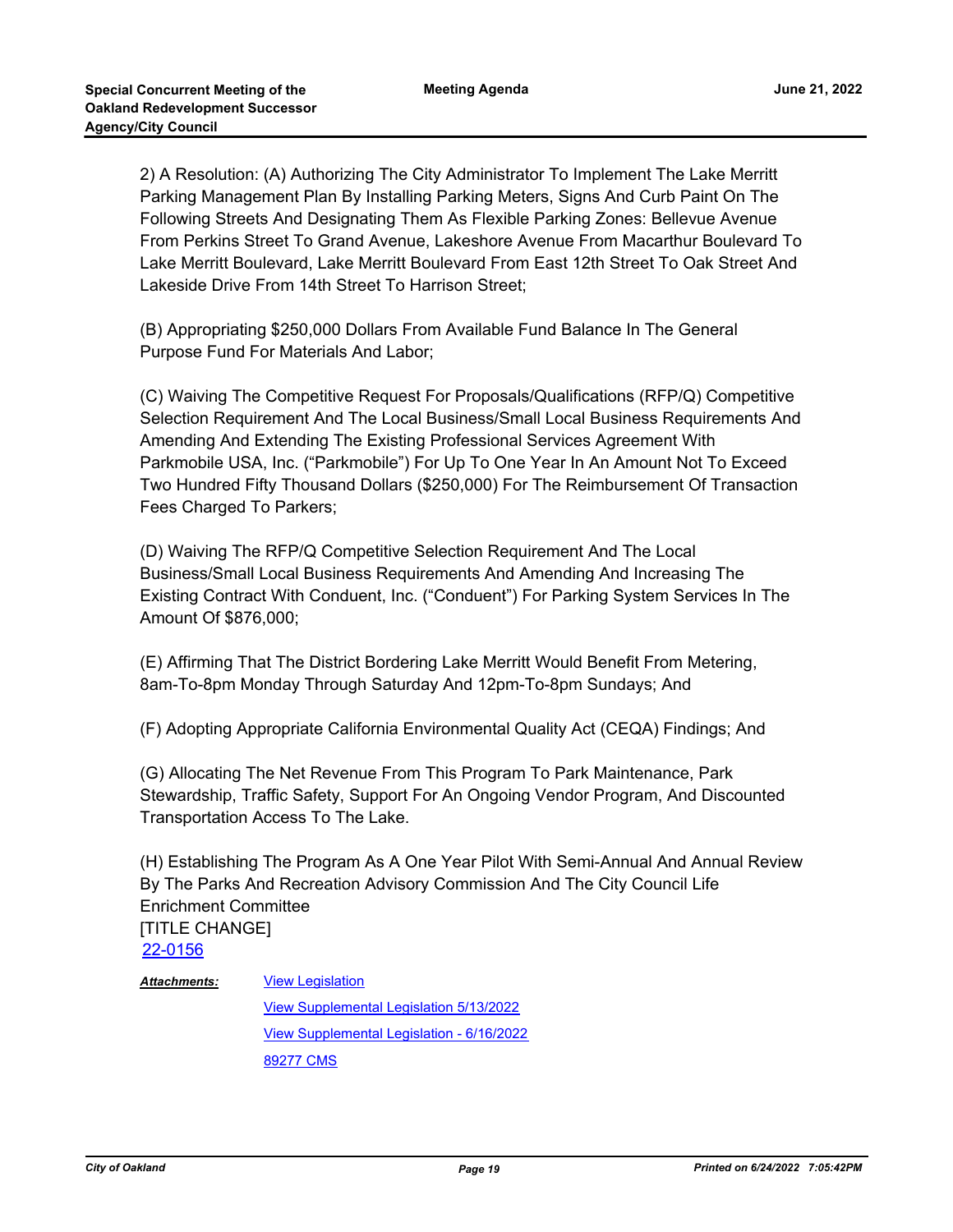2) A Resolution: (A) Authorizing The City Administrator To Implement The Lake Merritt Parking Management Plan By Installing Parking Meters, Signs And Curb Paint On The Following Streets And Designating Them As Flexible Parking Zones: Bellevue Avenue From Perkins Street To Grand Avenue, Lakeshore Avenue From Macarthur Boulevard To Lake Merritt Boulevard, Lake Merritt Boulevard From East 12th Street To Oak Street And Lakeside Drive From 14th Street To Harrison Street;

(B) Appropriating $250,000 Dollars From Available Fund Balance In The General Purpose Fund For Materials And Labor;

(C) Waiving The Competitive Request For Proposals/Qualifications (RFP/Q) Competitive Selection Requirement And The Local Business/Small Local Business Requirements And Amending And Extending The Existing Professional Services Agreement With Parkmobile USA, Inc. ("Parkmobile") For Up To One Year In An Amount Not To Exceed Two Hundred Fifty Thousand Dollars ($250,000) For The Reimbursement Of Transaction Fees Charged To Parkers;

(D) Waiving The RFP/Q Competitive Selection Requirement And The Local Business/Small Local Business Requirements And Amending And Increasing The Existing Contract With Conduent, Inc. ("Conduent") For Parking System Services In The Amount Of $876,000;

(E) Affirming That The District Bordering Lake Merritt Would Benefit From Metering, 8am-To-8pm Monday Through Saturday And 12pm-To-8pm Sundays; And

(F) Adopting Appropriate California Environmental Quality Act (CEQA) Findings; And

(G) Allocating The Net Revenue From This Program To Park Maintenance, Park Stewardship, Traffic Safety, Support For An Ongoing Vendor Program, And Discounted Transportation Access To The Lake.

(H) Establishing The Program As A One Year Pilot With Semi-Annual And Annual Review By The Parks And Recreation Advisory Commission And The City Council Life Enrichment Committee
[TITLE CHANGE]
22-0156

***Attachments:*** View Legislation
View Supplemental Legislation 5/13/2022
View Supplemental Legislation - 6/16/2022
89277 CMS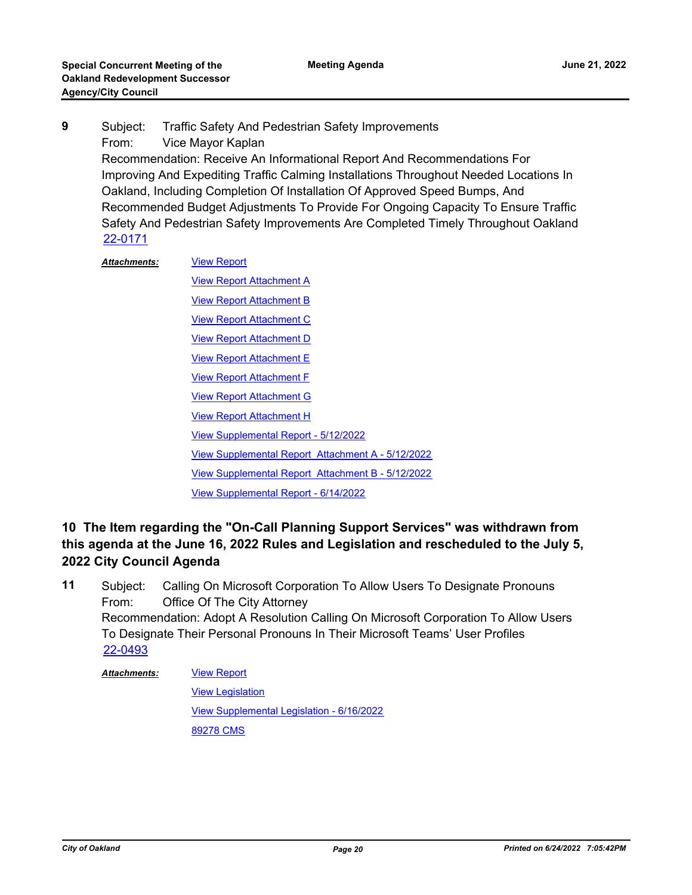**9** Subject: Traffic Safety And Pedestrian Safety Improvements
From: Vice Mayor Kaplan
Recommendation: Receive An Informational Report And Recommendations For Improving And Expediting Traffic Calming Installations Throughout Needed Locations In Oakland, Including Completion Of Installation Of Approved Speed Bumps, And Recommended Budget Adjustments To Provide For Ongoing Capacity To Ensure Traffic Safety And Pedestrian Safety Improvements Are Completed Timely Throughout Oakland
22-0171

***Attachments:***
- View Report
- View Report Attachment A
- View Report Attachment B
- View Report Attachment C
- View Report Attachment D
- View Report Attachment E
- View Report Attachment F
- View Report Attachment G
- View Report Attachment H
- View Supplemental Report - 5/12/2022
- View Supplemental Report  Attachment A - 5/12/2022
- View Supplemental Report  Attachment B - 5/12/2022
- View Supplemental Report - 6/14/2022

**10 The Item regarding the "On-Call Planning Support Services" was withdrawn from this agenda at the June 16, 2022 Rules and Legislation and rescheduled to the July 5, 2022 City Council Agenda**

**11** Subject: Calling On Microsoft Corporation To Allow Users To Designate Pronouns
From: Office Of The City Attorney
Recommendation: Adopt A Resolution Calling On Microsoft Corporation To Allow Users To Designate Their Personal Pronouns In Their Microsoft Teams' User Profiles
22-0493

***Attachments:***
- View Report
- View Legislation
- View Supplemental Legislation - 6/16/2022
- 89278 CMS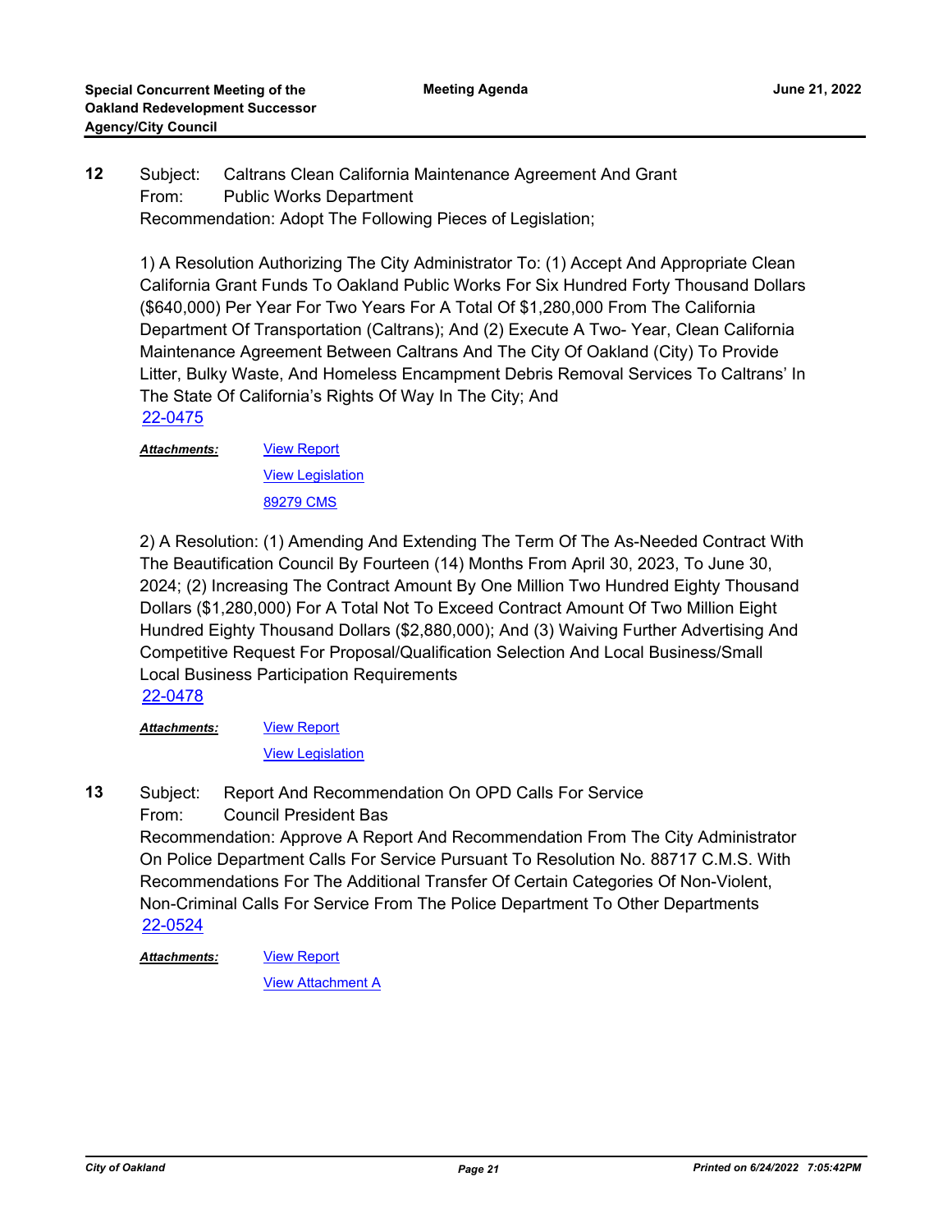**12** Subject: Caltrans Clean California Maintenance Agreement And Grant
From: Public Works Department
Recommendation: Adopt The Following Pieces of Legislation;

1) A Resolution Authorizing The City Administrator To: (1) Accept And Appropriate Clean California Grant Funds To Oakland Public Works For Six Hundred Forty Thousand Dollars ($640,000) Per Year For Two Years For A Total Of $1,280,000 From The California Department Of Transportation (Caltrans); And (2) Execute A Two- Year, Clean California Maintenance Agreement Between Caltrans And The City Of Oakland (City) To Provide Litter, Bulky Waste, And Homeless Encampment Debris Removal Services To Caltrans' In The State Of California's Rights Of Way In The City; And
22-0475

***Attachments:*** View Report
View Legislation
89279 CMS

2) A Resolution: (1) Amending And Extending The Term Of The As-Needed Contract With The Beautification Council By Fourteen (14) Months From April 30, 2023, To June 30, 2024; (2) Increasing The Contract Amount By One Million Two Hundred Eighty Thousand Dollars ($1,280,000) For A Total Not To Exceed Contract Amount Of Two Million Eight Hundred Eighty Thousand Dollars ($2,880,000); And (3) Waiving Further Advertising And Competitive Request For Proposal/Qualification Selection And Local Business/Small Local Business Participation Requirements
22-0478

***Attachments:*** View Report
View Legislation

**13** Subject: Report And Recommendation On OPD Calls For Service
From: Council President Bas
Recommendation: Approve A Report And Recommendation From The City Administrator On Police Department Calls For Service Pursuant To Resolution No. 88717 C.M.S. With Recommendations For The Additional Transfer Of Certain Categories Of Non-Violent, Non-Criminal Calls For Service From The Police Department To Other Departments
22-0524

***Attachments:*** View Report
View Attachment A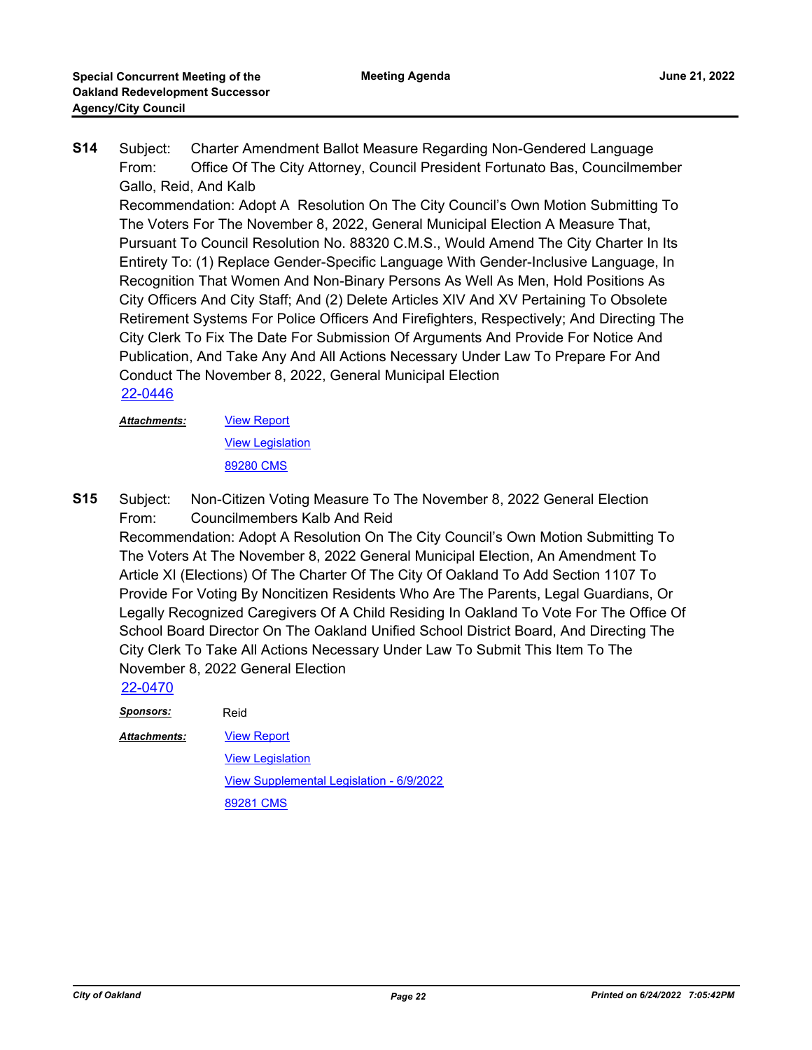**S14** Subject: Charter Amendment Ballot Measure Regarding Non-Gendered Language
From: Office Of The City Attorney, Council President Fortunato Bas, Councilmember Gallo, Reid, And Kalb

Recommendation: Adopt A Resolution On The City Council's Own Motion Submitting To The Voters For The November 8, 2022, General Municipal Election A Measure That, Pursuant To Council Resolution No. 88320 C.M.S., Would Amend The City Charter In Its Entirety To: (1) Replace Gender-Specific Language With Gender-Inclusive Language, In Recognition That Women And Non-Binary Persons As Well As Men, Hold Positions As City Officers And City Staff; And (2) Delete Articles XIV And XV Pertaining To Obsolete Retirement Systems For Police Officers And Firefighters, Respectively; And Directing The City Clerk To Fix The Date For Submission Of Arguments And Provide For Notice And Publication, And Take Any And All Actions Necessary Under Law To Prepare For And Conduct The November 8, 2022, General Municipal Election

22-0446

***Attachments:*** View Report
View Legislation
89280 CMS

**S15** Subject: Non-Citizen Voting Measure To The November 8, 2022 General Election
From: Councilmembers Kalb And Reid

Recommendation: Adopt A Resolution On The City Council's Own Motion Submitting To The Voters At The November 8, 2022 General Municipal Election, An Amendment To Article XI (Elections) Of The Charter Of The City Of Oakland To Add Section 1107 To Provide For Voting By Noncitizen Residents Who Are The Parents, Legal Guardians, Or Legally Recognized Caregivers Of A Child Residing In Oakland To Vote For The Office Of School Board Director On The Oakland Unified School District Board, And Directing The City Clerk To Take All Actions Necessary Under Law To Submit This Item To The November 8, 2022 General Election

22-0470

***Sponsors:*** Reid

***Attachments:*** View Report
View Legislation
View Supplemental Legislation - 6/9/2022
89281 CMS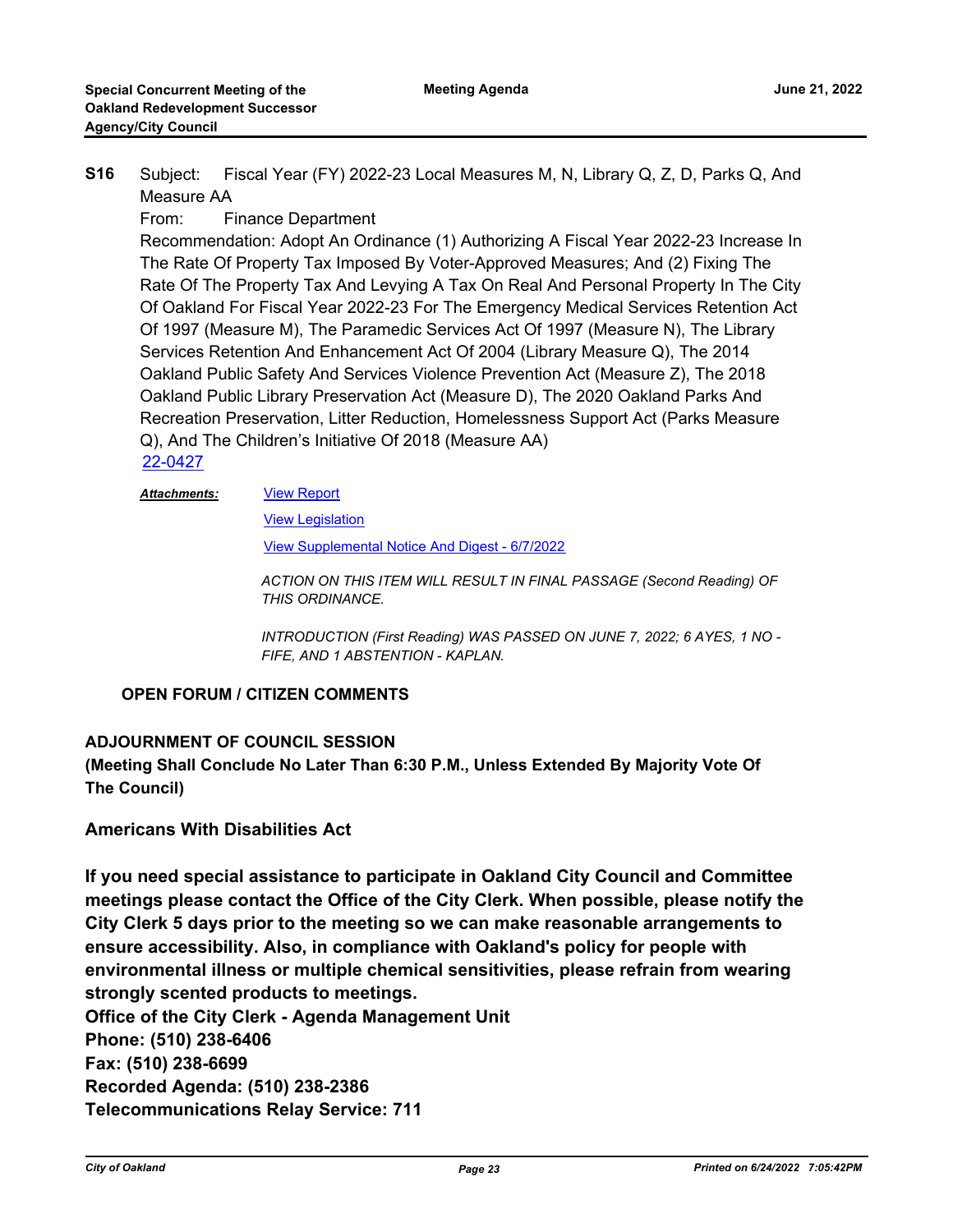**S16** Subject: Fiscal Year (FY) 2022-23 Local Measures M, N, Library Q, Z, D, Parks Q, And Measure AA

From: Finance Department

Recommendation: Adopt An Ordinance (1) Authorizing A Fiscal Year 2022-23 Increase In The Rate Of Property Tax Imposed By Voter-Approved Measures; And (2) Fixing The Rate Of The Property Tax And Levying A Tax On Real And Personal Property In The City Of Oakland For Fiscal Year 2022-23 For The Emergency Medical Services Retention Act Of 1997 (Measure M), The Paramedic Services Act Of 1997 (Measure N), The Library Services Retention And Enhancement Act Of 2004 (Library Measure Q), The 2014 Oakland Public Safety And Services Violence Prevention Act (Measure Z), The 2018 Oakland Public Library Preservation Act (Measure D), The 2020 Oakland Parks And Recreation Preservation, Litter Reduction, Homelessness Support Act (Parks Measure Q), And The Children's Initiative Of 2018 (Measure AA)

22-0427

***Attachments:*** View Report

View Legislation

View Supplemental Notice And Digest - 6/7/2022

*ACTION ON THIS ITEM WILL RESULT IN FINAL PASSAGE (Second Reading) OF THIS ORDINANCE.*

*INTRODUCTION (First Reading) WAS PASSED ON JUNE 7, 2022; 6 AYES, 1 NO - FIFE, AND 1 ABSTENTION - KAPLAN.*

**OPEN FORUM / CITIZEN COMMENTS**

**ADJOURNMENT OF COUNCIL SESSION**

**(Meeting Shall Conclude No Later Than 6:30 P.M., Unless Extended By Majority Vote Of The Council)**

**Americans With Disabilities Act**

**If you need special assistance to participate in Oakland City Council and Committee meetings please contact the Office of the City Clerk. When possible, please notify the City Clerk 5 days prior to the meeting so we can make reasonable arrangements to ensure accessibility. Also, in compliance with Oakland's policy for people with environmental illness or multiple chemical sensitivities, please refrain from wearing strongly scented products to meetings.**

**Office of the City Clerk - Agenda Management Unit**

**Phone: (510) 238-6406**

**Fax: (510) 238-6699**

**Recorded Agenda: (510) 238-2386**

**Telecommunications Relay Service: 711**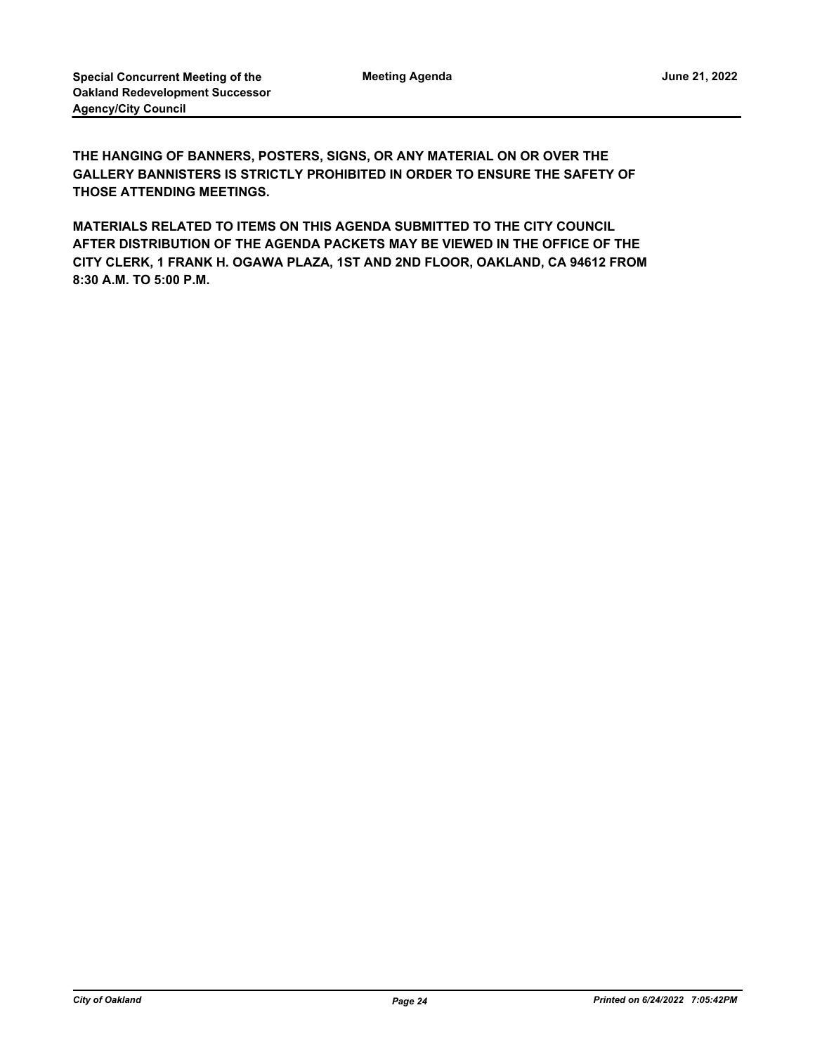**THE HANGING OF BANNERS, POSTERS, SIGNS, OR ANY MATERIAL ON OR OVER THE GALLERY BANNISTERS IS STRICTLY PROHIBITED IN ORDER TO ENSURE THE SAFETY OF THOSE ATTENDING MEETINGS.**

**MATERIALS RELATED TO ITEMS ON THIS AGENDA SUBMITTED TO THE CITY COUNCIL AFTER DISTRIBUTION OF THE AGENDA PACKETS MAY BE VIEWED IN THE OFFICE OF THE CITY CLERK, 1 FRANK H. OGAWA PLAZA, 1ST AND 2ND FLOOR, OAKLAND, CA 94612 FROM 8:30 A.M. TO 5:00 P.M.**